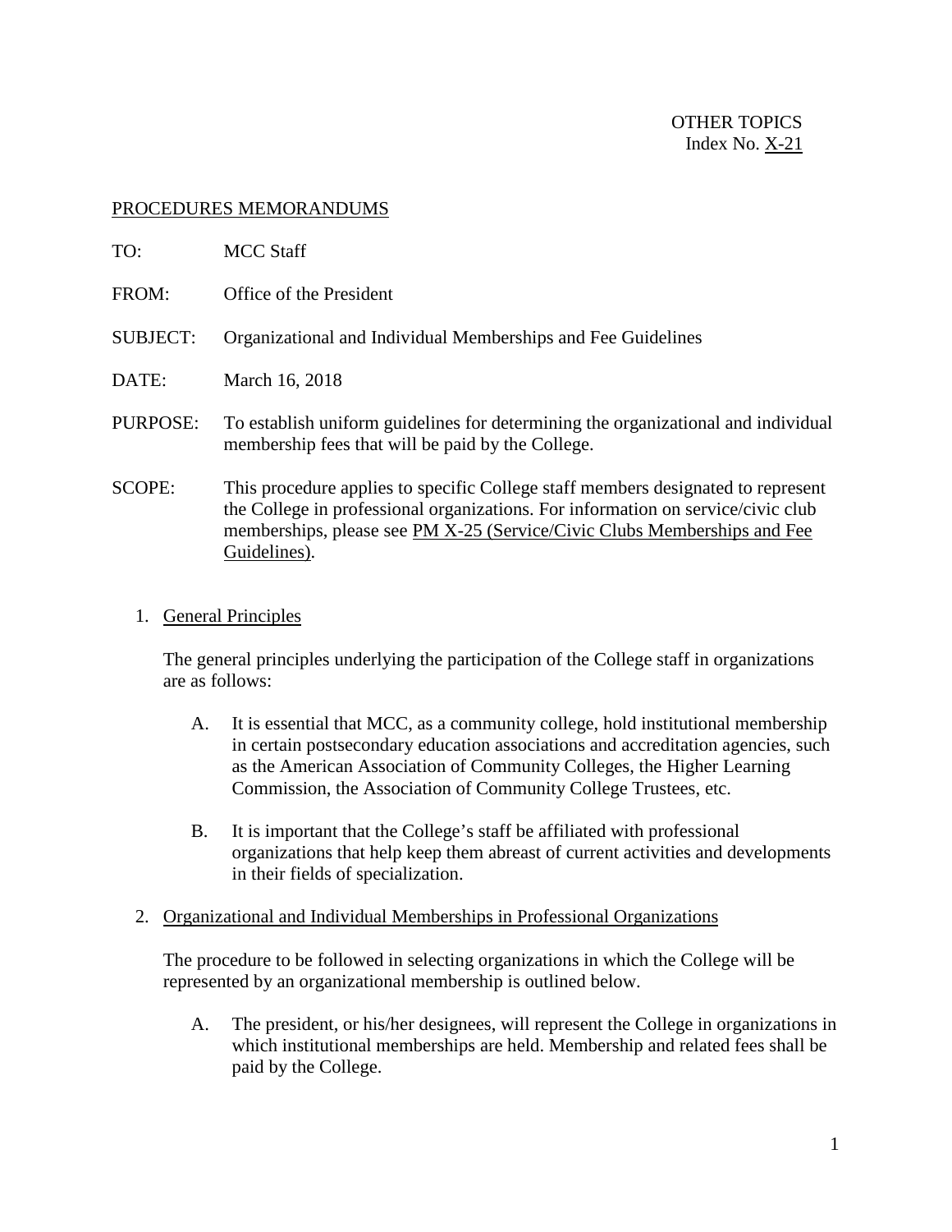OTHER TOPICS
Index No. X-21

PROCEDURES MEMORANDUMS

TO: MCC Staff

FROM: Office of the President

SUBJECT: Organizational and Individual Memberships and Fee Guidelines

DATE: March 16, 2018

PURPOSE: To establish uniform guidelines for determining the organizational and individual membership fees that will be paid by the College.

SCOPE: This procedure applies to specific College staff members designated to represent the College in professional organizations. For information on service/civic club memberships, please see PM X-25 (Service/Civic Clubs Memberships and Fee Guidelines).

1. General Principles

   The general principles underlying the participation of the College staff in organizations are as follows:

   A. It is essential that MCC, as a community college, hold institutional membership in certain postsecondary education associations and accreditation agencies, such as the American Association of Community Colleges, the Higher Learning Commission, the Association of Community College Trustees, etc.

   B. It is important that the College's staff be affiliated with professional organizations that help keep them abreast of current activities and developments in their fields of specialization.

2. Organizational and Individual Memberships in Professional Organizations

   The procedure to be followed in selecting organizations in which the College will be represented by an organizational membership is outlined below.

   A. The president, or his/her designees, will represent the College in organizations in which institutional memberships are held. Membership and related fees shall be paid by the College.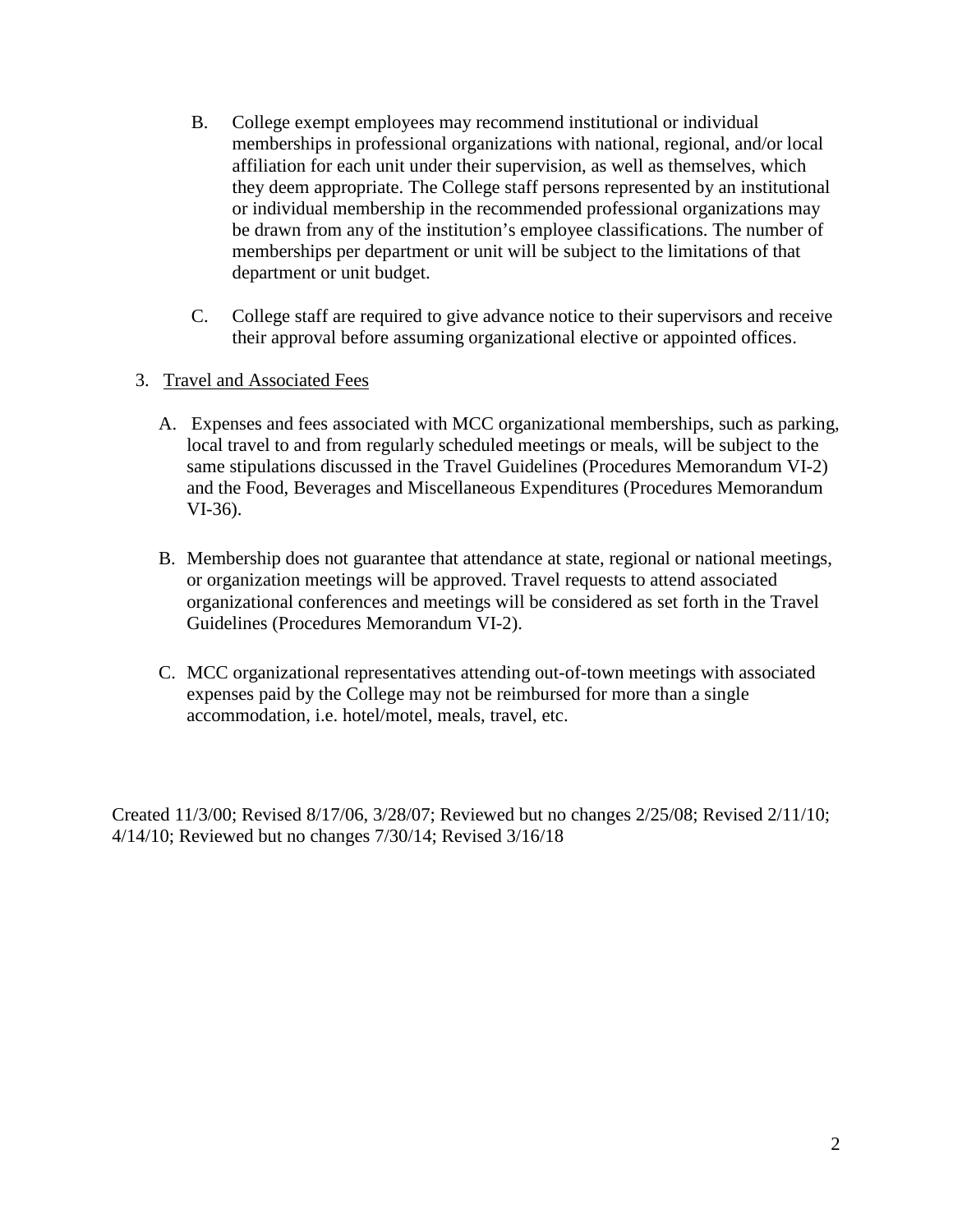B. College exempt employees may recommend institutional or individual memberships in professional organizations with national, regional, and/or local affiliation for each unit under their supervision, as well as themselves, which they deem appropriate. The College staff persons represented by an institutional or individual membership in the recommended professional organizations may be drawn from any of the institution's employee classifications. The number of memberships per department or unit will be subject to the limitations of that department or unit budget.

C. College staff are required to give advance notice to their supervisors and receive their approval before assuming organizational elective or appointed offices.

3. <u>Travel and Associated Fees</u>

A. Expenses and fees associated with MCC organizational memberships, such as parking, local travel to and from regularly scheduled meetings or meals, will be subject to the same stipulations discussed in the Travel Guidelines (Procedures Memorandum VI-2) and the Food, Beverages and Miscellaneous Expenditures (Procedures Memorandum VI-36).

B. Membership does not guarantee that attendance at state, regional or national meetings, or organization meetings will be approved. Travel requests to attend associated organizational conferences and meetings will be considered as set forth in the Travel Guidelines (Procedures Memorandum VI-2).

C. MCC organizational representatives attending out-of-town meetings with associated expenses paid by the College may not be reimbursed for more than a single accommodation, i.e. hotel/motel, meals, travel, etc.

Created 11/3/00; Revised 8/17/06, 3/28/07; Reviewed but no changes 2/25/08; Revised 2/11/10; 4/14/10; Reviewed but no changes 7/30/14; Revised 3/16/18